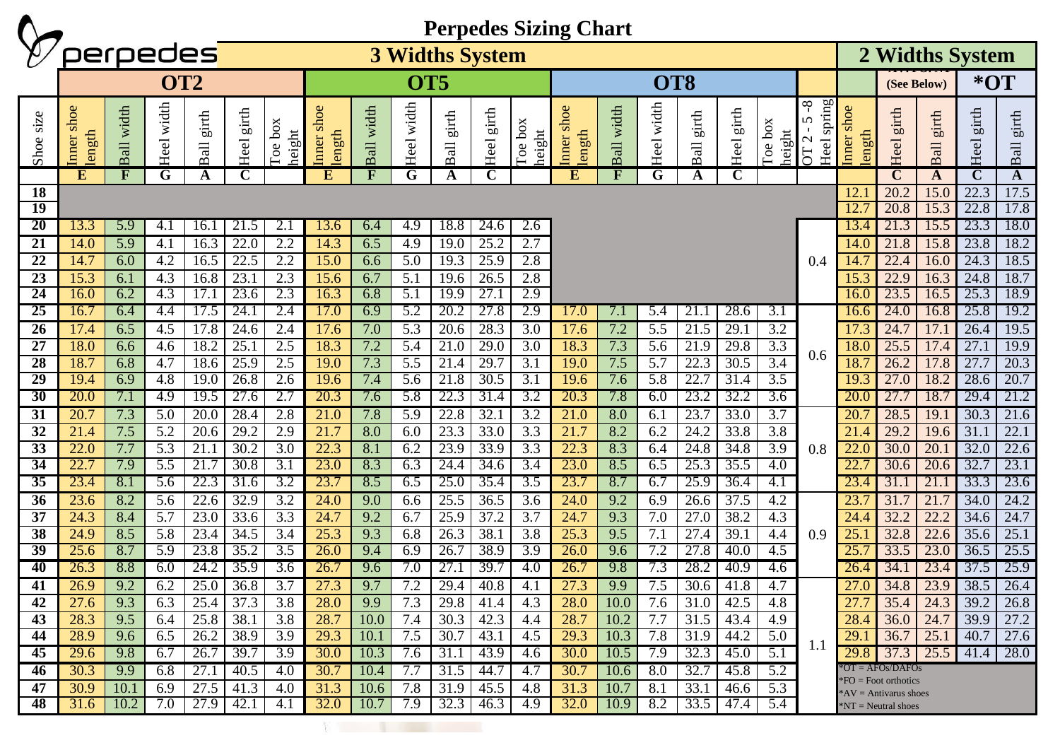# Perpedes Sizing Chart

perpedes

| | 3 Widths System | | | | | | | | | | | | | | | | | | | 2 Widths System | | | | |
|---|---|---|---|---|---|---|---|---|---|---|---|---|---|---|---|---|---|---|---|---|---|---|---|---|
| | OT2 | | | | | | OT5 | | | | | | OT8 | | | | | | | | AV/FO/NT (See Below) | | *OT | |
| Shoe size | Inner shoe length | Ball width | Heel width | Ball girth | Heel girth | Toe box height | Inner shoe length | Ball width | Heel width | Ball girth | Heel girth | Toe box height | Inner shoe length | Ball width | Heel width | Ball girth | Heel girth | Toe box height | OT 2 - 5 - 8 Heel spring | Inner shoe length | Heel girth | Ball girth | Heel girth | Ball girth |
| | E | F | G | A | C | | E | F | G | A | C | | E | F | G | A | C | | | | C | A | C | A |
| 18 | | | | | | | | | | | | | | | | | | | | 12.1 | 20.2 | 15.0 | 22.3 | 17.5 |
| 19 | | | | | | | | | | | | | | | | | | | | 12.7 | 20.8 | 15.3 | 22.8 | 17.8 |
| 20 | 13.3 | 5.9 | 4.1 | 16.1 | 21.5 | 2.1 | 13.6 | 6.4 | 4.9 | 18.8 | 24.6 | 2.6 | | | | | | | 0.4 | 13.4 | 21.3 | 15.5 | 23.3 | 18.0 |
| 21 | 14.0 | 5.9 | 4.1 | 16.3 | 22.0 | 2.2 | 14.3 | 6.5 | 4.9 | 19.0 | 25.2 | 2.7 | | | | | | | | 14.0 | 21.8 | 15.8 | 23.8 | 18.2 |
| 22 | 14.7 | 6.0 | 4.2 | 16.5 | 22.5 | 2.2 | 15.0 | 6.6 | 5.0 | 19.3 | 25.9 | 2.8 | | | | | | | | 14.7 | 22.4 | 16.0 | 24.3 | 18.5 |
| 23 | 15.3 | 6.1 | 4.3 | 16.8 | 23.1 | 2.3 | 15.6 | 6.7 | 5.1 | 19.6 | 26.5 | 2.8 | | | | | | | | 15.3 | 22.9 | 16.3 | 24.8 | 18.7 |
| 24 | 16.0 | 6.2 | 4.3 | 17.1 | 23.6 | 2.3 | 16.3 | 6.8 | 5.1 | 19.9 | 27.1 | 2.9 | | | | | | | | 16.0 | 23.5 | 16.5 | 25.3 | 18.9 |
| 25 | 16.7 | 6.4 | 4.4 | 17.5 | 24.1 | 2.4 | 17.0 | 6.9 | 5.2 | 20.2 | 27.8 | 2.9 | 17.0 | 7.1 | 5.4 | 21.1 | 28.6 | 3.1 | 0.6 | 16.6 | 24.0 | 16.8 | 25.8 | 19.2 |
| 26 | 17.4 | 6.5 | 4.5 | 17.8 | 24.6 | 2.4 | 17.6 | 7.0 | 5.3 | 20.6 | 28.3 | 3.0 | 17.6 | 7.2 | 5.5 | 21.5 | 29.1 | 3.2 | | 17.3 | 24.7 | 17.1 | 26.4 | 19.5 |
| 27 | 18.0 | 6.6 | 4.6 | 18.2 | 25.1 | 2.5 | 18.3 | 7.2 | 5.4 | 21.0 | 29.0 | 3.0 | 18.3 | 7.3 | 5.6 | 21.9 | 29.8 | 3.3 | | 18.0 | 25.5 | 17.4 | 27.1 | 19.9 |
| 28 | 18.7 | 6.8 | 4.7 | 18.6 | 25.9 | 2.5 | 19.0 | 7.3 | 5.5 | 21.4 | 29.7 | 3.1 | 19.0 | 7.5 | 5.7 | 22.3 | 30.5 | 3.4 | | 18.7 | 26.2 | 17.8 | 27.7 | 20.3 |
| 29 | 19.4 | 6.9 | 4.8 | 19.0 | 26.8 | 2.6 | 19.6 | 7.4 | 5.6 | 21.8 | 30.5 | 3.1 | 19.6 | 7.6 | 5.8 | 22.7 | 31.4 | 3.5 | | 19.3 | 27.0 | 18.2 | 28.6 | 20.7 |
| 30 | 20.0 | 7.1 | 4.9 | 19.5 | 27.6 | 2.7 | 20.3 | 7.6 | 5.8 | 22.3 | 31.4 | 3.2 | 20.3 | 7.8 | 6.0 | 23.2 | 32.2 | 3.6 | | 20.0 | 27.7 | 18.7 | 29.4 | 21.2 |
| 31 | 20.7 | 7.3 | 5.0 | 20.0 | 28.4 | 2.8 | 21.0 | 7.8 | 5.9 | 22.8 | 32.1 | 3.2 | 21.0 | 8.0 | 6.1 | 23.7 | 33.0 | 3.7 | 0.8 | 20.7 | 28.5 | 19.1 | 30.3 | 21.6 |
| 32 | 21.4 | 7.5 | 5.2 | 20.6 | 29.2 | 2.9 | 21.7 | 8.0 | 6.0 | 23.3 | 33.0 | 3.3 | 21.7 | 8.2 | 6.2 | 24.2 | 33.8 | 3.8 | | 21.4 | 29.2 | 19.6 | 31.1 | 22.1 |
| 33 | 22.0 | 7.7 | 5.3 | 21.1 | 30.2 | 3.0 | 22.3 | 8.1 | 6.2 | 23.9 | 33.9 | 3.3 | 22.3 | 8.3 | 6.4 | 24.8 | 34.8 | 3.9 | | 22.0 | 30.0 | 20.1 | 32.0 | 22.6 |
| 34 | 22.7 | 7.9 | 5.5 | 21.7 | 30.8 | 3.1 | 23.0 | 8.3 | 6.3 | 24.4 | 34.6 | 3.4 | 23.0 | 8.5 | 6.5 | 25.3 | 35.5 | 4.0 | | 22.7 | 30.6 | 20.6 | 32.7 | 23.1 |
| 35 | 23.4 | 8.1 | 5.6 | 22.3 | 31.6 | 3.2 | 23.7 | 8.5 | 6.5 | 25.0 | 35.4 | 3.5 | 23.7 | 8.7 | 6.7 | 25.9 | 36.4 | 4.1 | | 23.4 | 31.1 | 21.1 | 33.3 | 23.6 |
| 36 | 23.6 | 8.2 | 5.6 | 22.6 | 32.9 | 3.2 | 24.0 | 9.0 | 6.6 | 25.5 | 36.5 | 3.6 | 24.0 | 9.2 | 6.9 | 26.6 | 37.5 | 4.2 | 0.9 | 23.7 | 31.7 | 21.7 | 34.0 | 24.2 |
| 37 | 24.3 | 8.4 | 5.7 | 23.0 | 33.6 | 3.3 | 24.7 | 9.2 | 6.7 | 25.9 | 37.2 | 3.7 | 24.7 | 9.3 | 7.0 | 27.0 | 38.2 | 4.3 | | 24.4 | 32.2 | 22.2 | 34.6 | 24.7 |
| 38 | 24.9 | 8.5 | 5.8 | 23.4 | 34.5 | 3.4 | 25.3 | 9.3 | 6.8 | 26.3 | 38.1 | 3.8 | 25.3 | 9.5 | 7.1 | 27.4 | 39.1 | 4.4 | | 25.1 | 32.8 | 22.6 | 35.6 | 25.1 |
| 39 | 25.6 | 8.7 | 5.9 | 23.8 | 35.2 | 3.5 | 26.0 | 9.4 | 6.9 | 26.7 | 38.9 | 3.9 | 26.0 | 9.6 | 7.2 | 27.8 | 40.0 | 4.5 | | 25.7 | 33.5 | 23.0 | 36.5 | 25.5 |
| 40 | 26.3 | 8.8 | 6.0 | 24.2 | 35.9 | 3.6 | 26.7 | 9.6 | 7.0 | 27.1 | 39.7 | 4.0 | 26.7 | 9.8 | 7.3 | 28.2 | 40.9 | 4.6 | | 26.4 | 34.1 | 23.4 | 37.5 | 25.9 |
| 41 | 26.9 | 9.2 | 6.2 | 25.0 | 36.8 | 3.7 | 27.3 | 9.7 | 7.2 | 29.4 | 40.8 | 4.1 | 27.3 | 9.9 | 7.5 | 30.6 | 41.8 | 4.7 | 1.1 | 27.0 | 34.8 | 23.9 | 38.5 | 26.4 |
| 42 | 27.6 | 9.3 | 6.3 | 25.4 | 37.3 | 3.8 | 28.0 | 9.9 | 7.3 | 29.8 | 41.4 | 4.3 | 28.0 | 10.0 | 7.6 | 31.0 | 42.5 | 4.8 | | 27.7 | 35.4 | 24.3 | 39.2 | 26.8 |
| 43 | 28.3 | 9.5 | 6.4 | 25.8 | 38.1 | 3.8 | 28.7 | 10.0 | 7.4 | 30.3 | 42.3 | 4.4 | 28.7 | 10.2 | 7.7 | 31.5 | 43.4 | 4.9 | | 28.4 | 36.0 | 24.7 | 39.9 | 27.2 |
| 44 | 28.9 | 9.6 | 6.5 | 26.2 | 38.9 | 3.9 | 29.3 | 10.1 | 7.5 | 30.7 | 43.1 | 4.5 | 29.3 | 10.3 | 7.8 | 31.9 | 44.2 | 5.0 | | 29.1 | 36.7 | 25.1 | 40.7 | 27.6 |
| 45 | 29.6 | 9.8 | 6.7 | 26.7 | 39.7 | 3.9 | 30.0 | 10.3 | 7.6 | 31.1 | 43.9 | 4.6 | 30.0 | 10.5 | 7.9 | 32.3 | 45.0 | 5.1 | | 29.8 | 37.3 | 25.5 | 41.4 | 28.0 |
| 46 | 30.3 | 9.9 | 6.8 | 27.1 | 40.5 | 4.0 | 30.7 | 10.4 | 7.7 | 31.5 | 44.7 | 4.7 | 30.7 | 10.6 | 8.0 | 32.7 | 45.8 | 5.2 | | | | | | |
| 47 | 30.9 | 10.1 | 6.9 | 27.5 | 41.3 | 4.0 | 31.3 | 10.6 | 7.8 | 31.9 | 45.5 | 4.8 | 31.3 | 10.7 | 8.1 | 33.1 | 46.6 | 5.3 | | | | | | |
| 48 | 31.6 | 10.2 | 7.0 | 27.9 | 42.1 | 4.1 | 32.0 | 10.7 | 7.9 | 32.3 | 46.3 | 4.9 | 32.0 | 10.9 | 8.2 | 33.5 | 47.4 | 5.4 | | | | | | |

*OT = AFOs/DAFOs
*FO = Foot orthotics
*AV = Antivarus shoes
*NT = Neutral shoes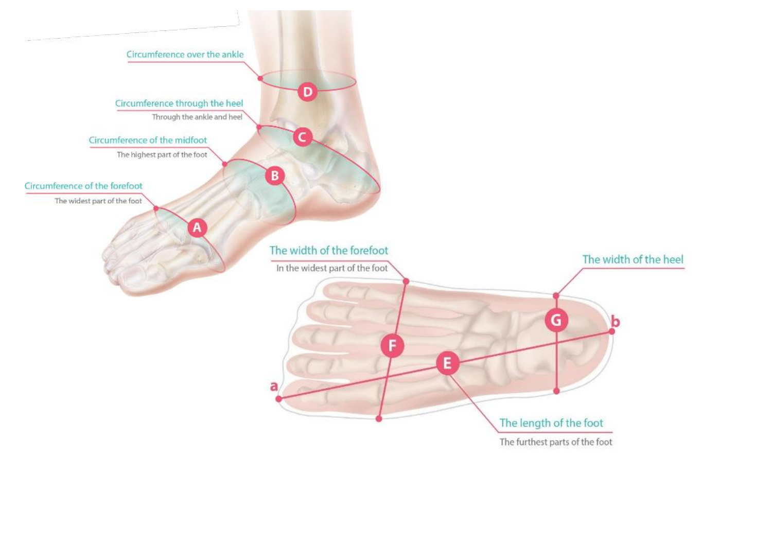Circumference over the ankle

D

Circumference through the heel

Through the ankle and heel

C

Circumference of the midfoot

The highest part of the foot

B

Circumference of the forefoot

The widest part of the foot

A

The width of the forefoot

In the widest part of the foot

F

The width of the heel

G

a

E

b

The length of the foot

The furthest parts of the foot